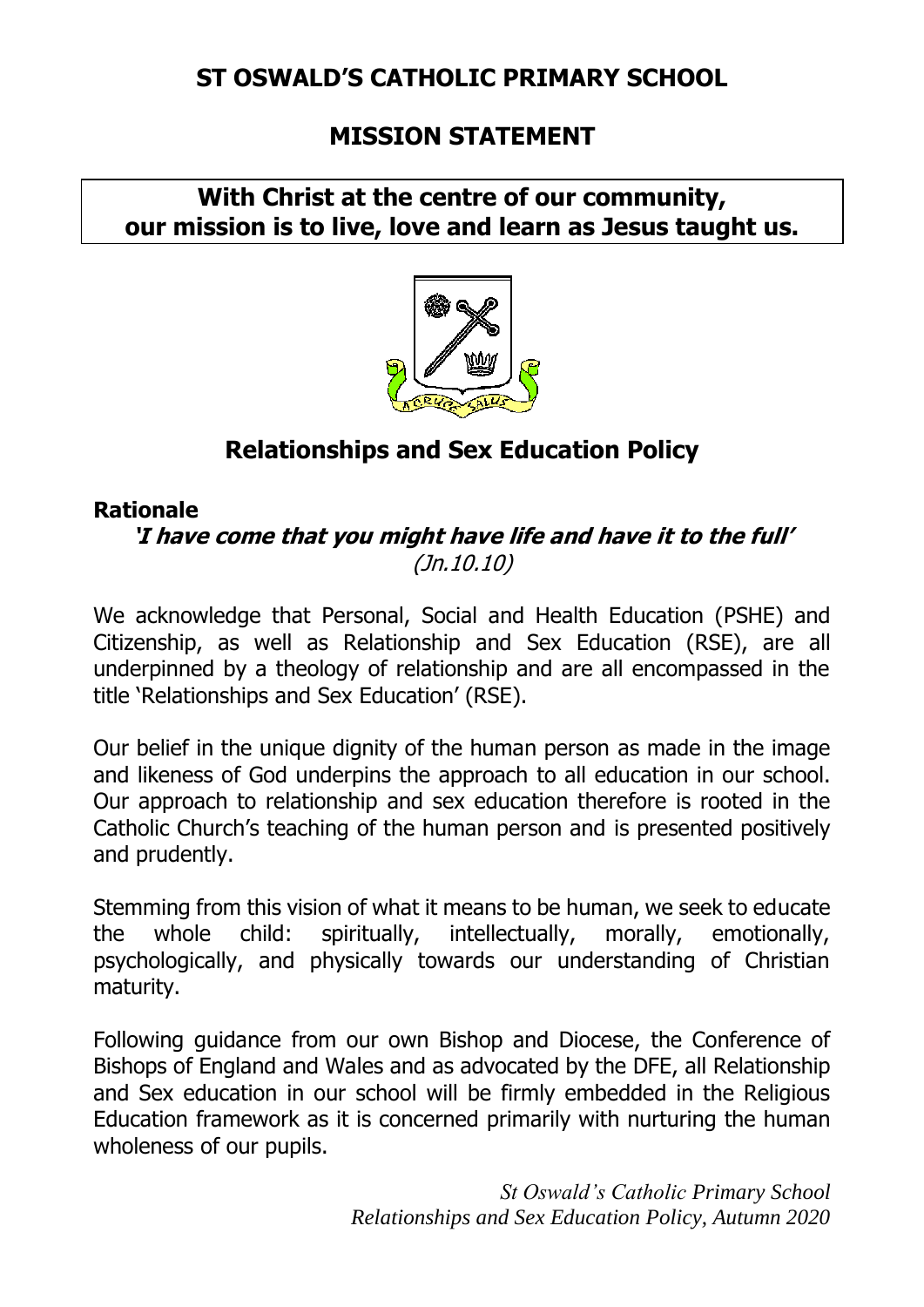# ST OSWALD'S CATHOLIC PRIMARY SCHOOL

## MISSION STATEMENT

**With Christ at the centre of our community, our mission is to live, love and learn as Jesus taught us.**

## Relationships and Sex Education Policy

### Rationale

***'I have come that you might have life and have it to the full'***
*(Jn.10.10)*

We acknowledge that Personal, Social and Health Education (PSHE) and Citizenship, as well as Relationship and Sex Education (RSE), are all underpinned by a theology of relationship and are all encompassed in the title 'Relationships and Sex Education' (RSE).

Our belief in the unique dignity of the human person as made in the image and likeness of God underpins the approach to all education in our school. Our approach to relationship and sex education therefore is rooted in the Catholic Church's teaching of the human person and is presented positively and prudently.

Stemming from this vision of what it means to be human, we seek to educate the whole child: spiritually, intellectually, morally, emotionally, psychologically, and physically towards our understanding of Christian maturity.

Following guidance from our own Bishop and Diocese, the Conference of Bishops of England and Wales and as advocated by the DFE, all Relationship and Sex education in our school will be firmly embedded in the Religious Education framework as it is concerned primarily with nurturing the human wholeness of our pupils.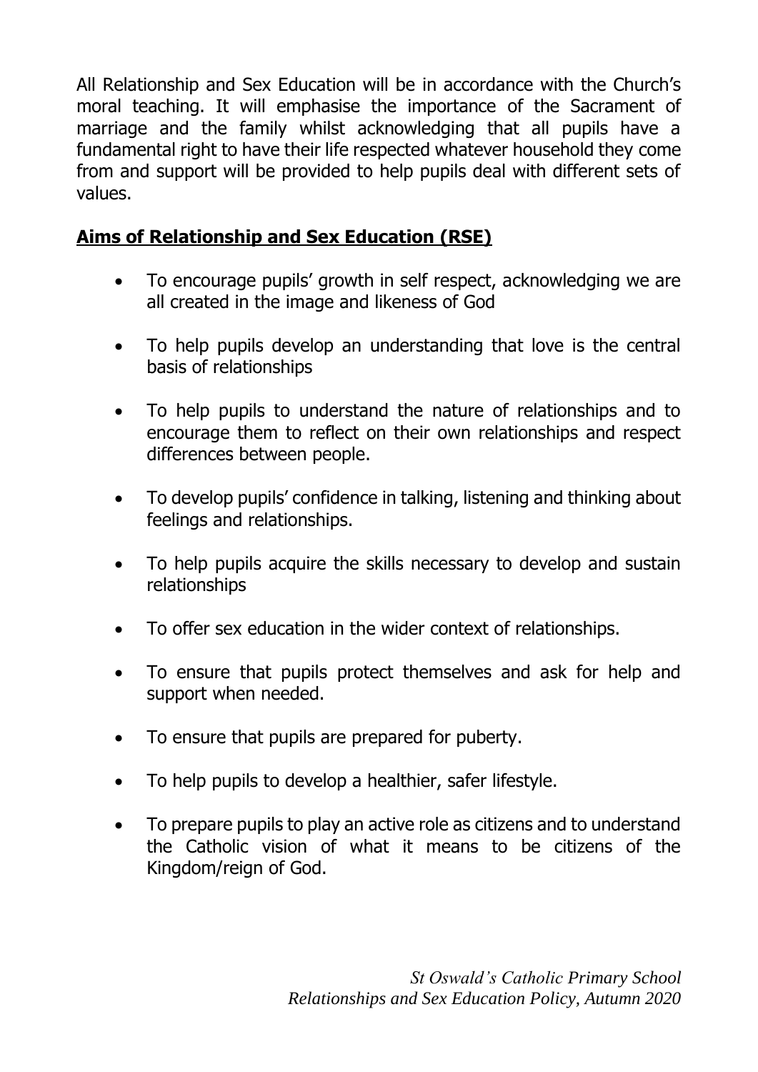All Relationship and Sex Education will be in accordance with the Church's moral teaching. It will emphasise the importance of the Sacrament of marriage and the family whilst acknowledging that all pupils have a fundamental right to have their life respected whatever household they come from and support will be provided to help pupils deal with different sets of values.

## Aims of Relationship and Sex Education (RSE)

- To encourage pupils' growth in self respect, acknowledging we are all created in the image and likeness of God
- To help pupils develop an understanding that love is the central basis of relationships
- To help pupils to understand the nature of relationships and to encourage them to reflect on their own relationships and respect differences between people.
- To develop pupils' confidence in talking, listening and thinking about feelings and relationships.
- To help pupils acquire the skills necessary to develop and sustain relationships
- To offer sex education in the wider context of relationships.
- To ensure that pupils protect themselves and ask for help and support when needed.
- To ensure that pupils are prepared for puberty.
- To help pupils to develop a healthier, safer lifestyle.
- To prepare pupils to play an active role as citizens and to understand the Catholic vision of what it means to be citizens of the Kingdom/reign of God.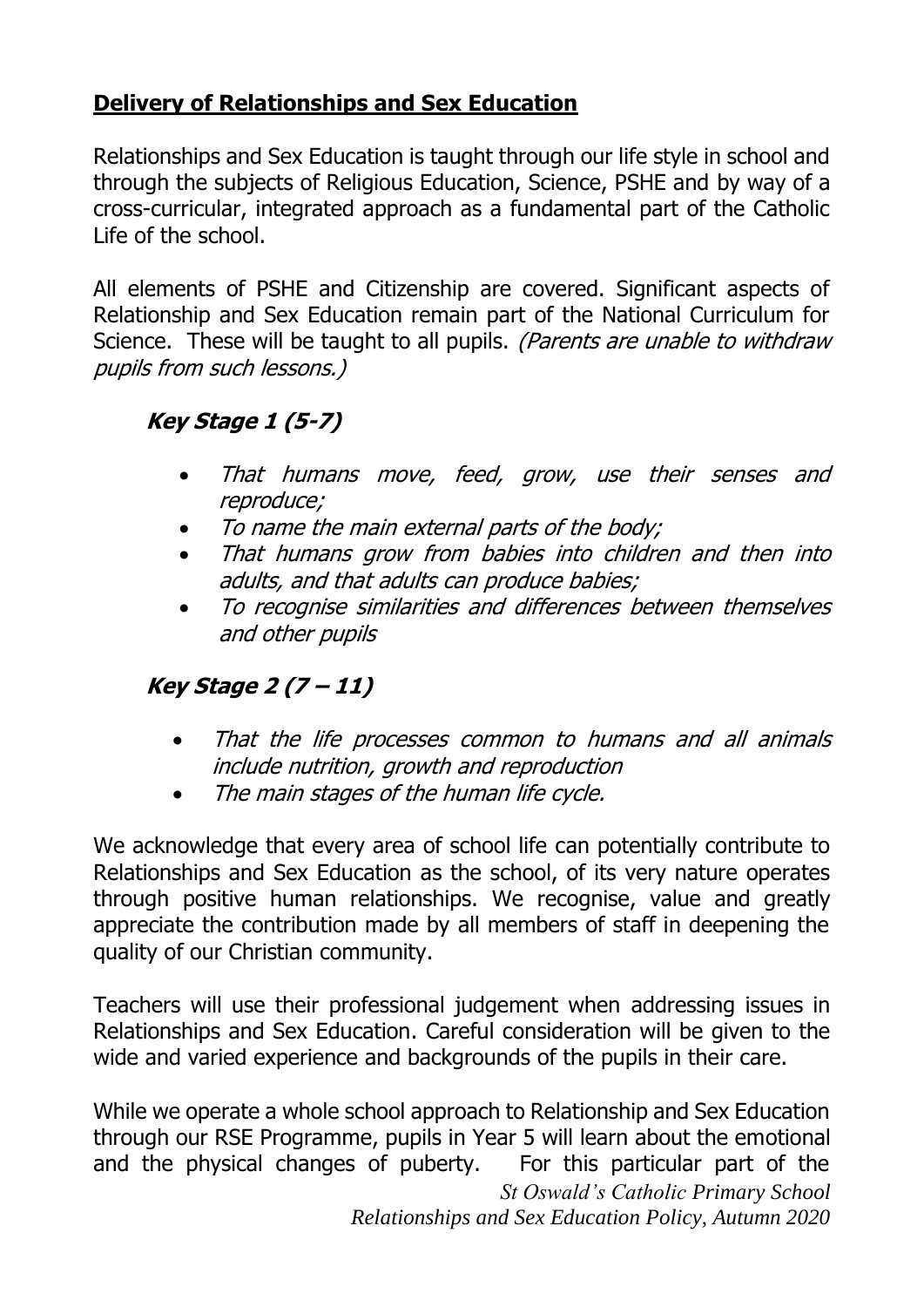## **Delivery of Relationships and Sex Education**

Relationships and Sex Education is taught through our life style in school and through the subjects of Religious Education, Science, PSHE and by way of a cross-curricular, integrated approach as a fundamental part of the Catholic Life of the school.

All elements of PSHE and Citizenship are covered. Significant aspects of Relationship and Sex Education remain part of the National Curriculum for Science. These will be taught to all pupils. *(Parents are unable to withdraw pupils from such lessons.)*

### ***Key Stage 1 (5-7)***

- *That humans move, feed, grow, use their senses and reproduce;*
- *To name the main external parts of the body;*
- *That humans grow from babies into children and then into adults, and that adults can produce babies;*
- *To recognise similarities and differences between themselves and other pupils*

### ***Key Stage 2 (7 – 11)***

- *That the life processes common to humans and all animals include nutrition, growth and reproduction*
- *The main stages of the human life cycle.*

We acknowledge that every area of school life can potentially contribute to Relationships and Sex Education as the school, of its very nature operates through positive human relationships. We recognise, value and greatly appreciate the contribution made by all members of staff in deepening the quality of our Christian community.

Teachers will use their professional judgement when addressing issues in Relationships and Sex Education. Careful consideration will be given to the wide and varied experience and backgrounds of the pupils in their care.

While we operate a whole school approach to Relationship and Sex Education through our RSE Programme, pupils in Year 5 will learn about the emotional and the physical changes of puberty. For this particular part of the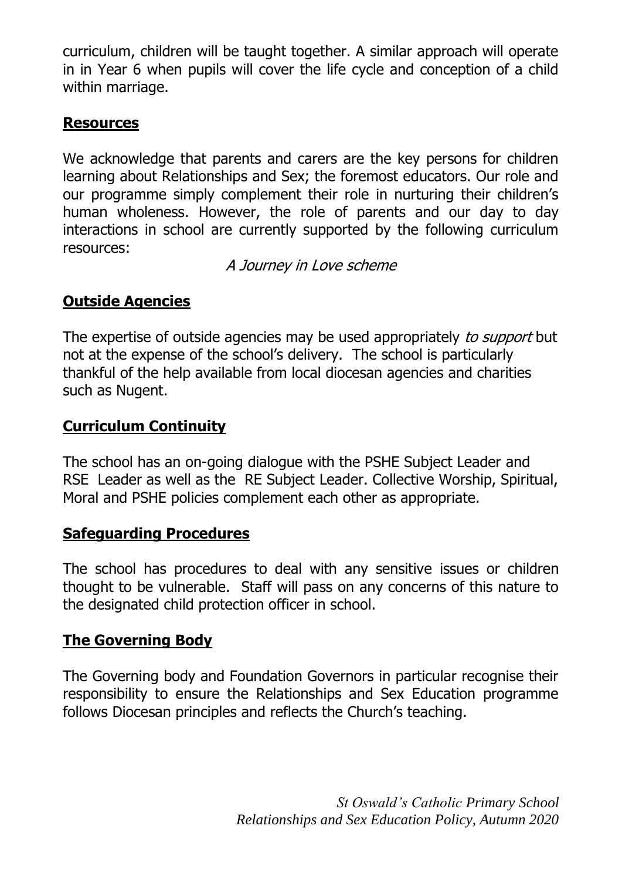curriculum, children will be taught together. A similar approach will operate in in Year 6 when pupils will cover the life cycle and conception of a child within marriage.

## **Resources**

We acknowledge that parents and carers are the key persons for children learning about Relationships and Sex; the foremost educators. Our role and our programme simply complement their role in nurturing their children's human wholeness. However, the role of parents and our day to day interactions in school are currently supported by the following curriculum resources:

*A Journey in Love scheme*

## **Outside Agencies**

The expertise of outside agencies may be used appropriately *to support* but not at the expense of the school's delivery. The school is particularly thankful of the help available from local diocesan agencies and charities such as Nugent.

## **Curriculum Continuity**

The school has an on-going dialogue with the PSHE Subject Leader and RSE Leader as well as the RE Subject Leader. Collective Worship, Spiritual, Moral and PSHE policies complement each other as appropriate.

## **Safeguarding Procedures**

The school has procedures to deal with any sensitive issues or children thought to be vulnerable. Staff will pass on any concerns of this nature to the designated child protection officer in school.

## **The Governing Body**

The Governing body and Foundation Governors in particular recognise their responsibility to ensure the Relationships and Sex Education programme follows Diocesan principles and reflects the Church's teaching.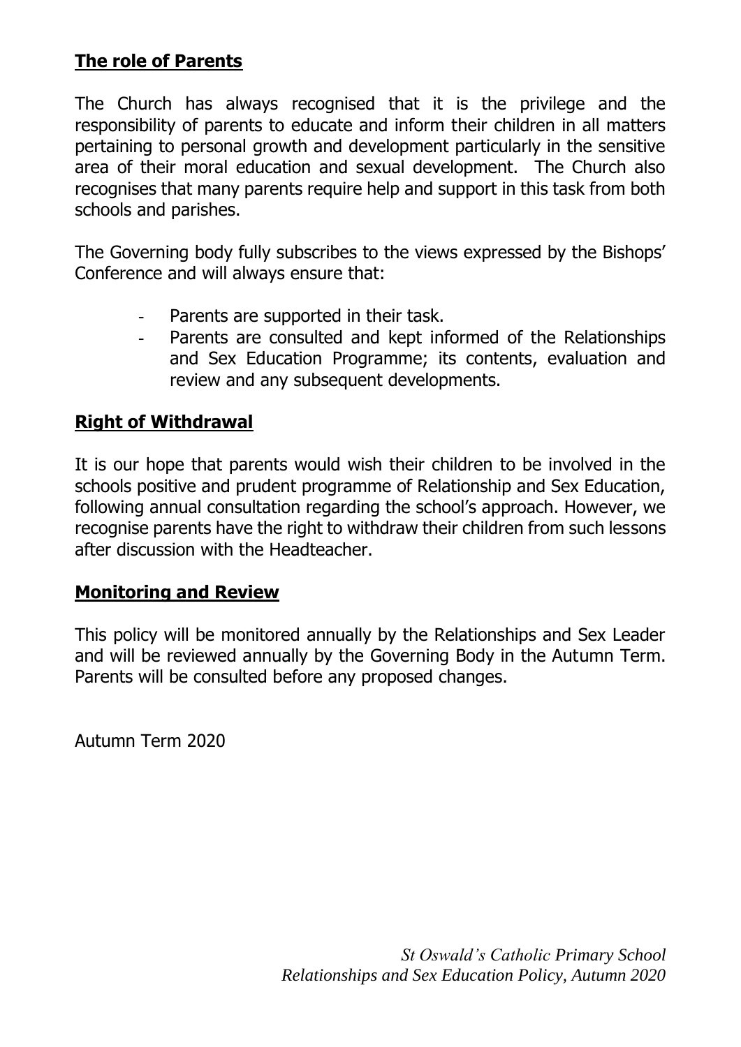## The role of Parents

The Church has always recognised that it is the privilege and the responsibility of parents to educate and inform their children in all matters pertaining to personal growth and development particularly in the sensitive area of their moral education and sexual development. The Church also recognises that many parents require help and support in this task from both schools and parishes.

The Governing body fully subscribes to the views expressed by the Bishops' Conference and will always ensure that:

- Parents are supported in their task.
- Parents are consulted and kept informed of the Relationships and Sex Education Programme; its contents, evaluation and review and any subsequent developments.

## Right of Withdrawal

It is our hope that parents would wish their children to be involved in the schools positive and prudent programme of Relationship and Sex Education, following annual consultation regarding the school's approach. However, we recognise parents have the right to withdraw their children from such lessons after discussion with the Headteacher.

## Monitoring and Review

This policy will be monitored annually by the Relationships and Sex Leader and will be reviewed annually by the Governing Body in the Autumn Term. Parents will be consulted before any proposed changes.

Autumn Term 2020